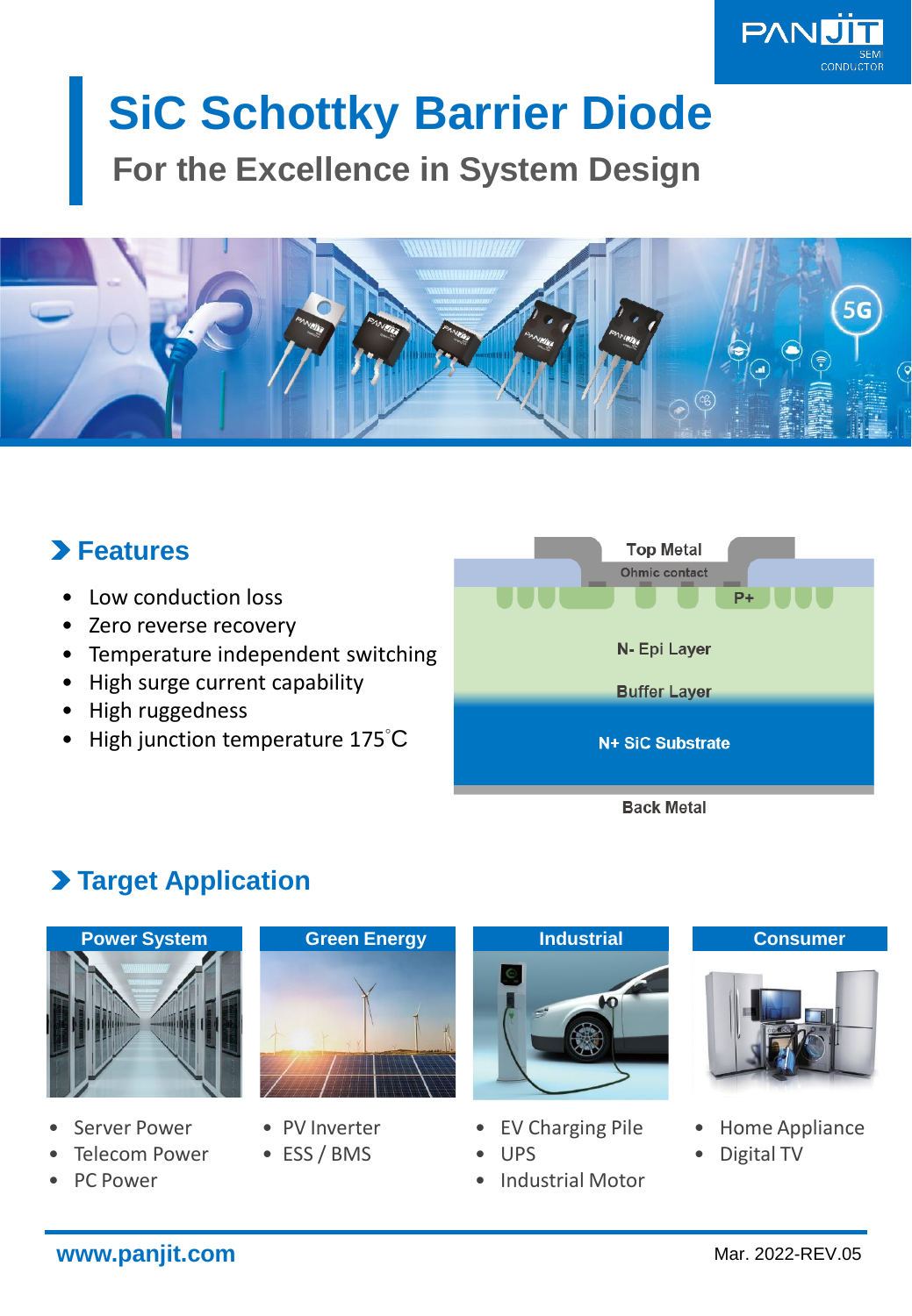# SiC Schottky Barrier Diode

## For the Excellence in System Design

## Features

- Low conduction loss
- Zero reverse recovery
- Temperature independent switching
- High surge current capability
- High ruggedness
- High junction temperature 175°C

Top Metal
Ohmic contact
P+
N- Epi Layer
Buffer Layer
N+ SiC Substrate
Back Metal

## Target Application

### Power System

- Server Power
- Telecom Power
- PC Power

### Green Energy

- PV Inverter
- ESS / BMS

### Industrial

- EV Charging Pile
- UPS
- Industrial Motor

### Consumer

- Home Appliance
- Digital TV

www.panjit.com

Mar. 2022-REV.05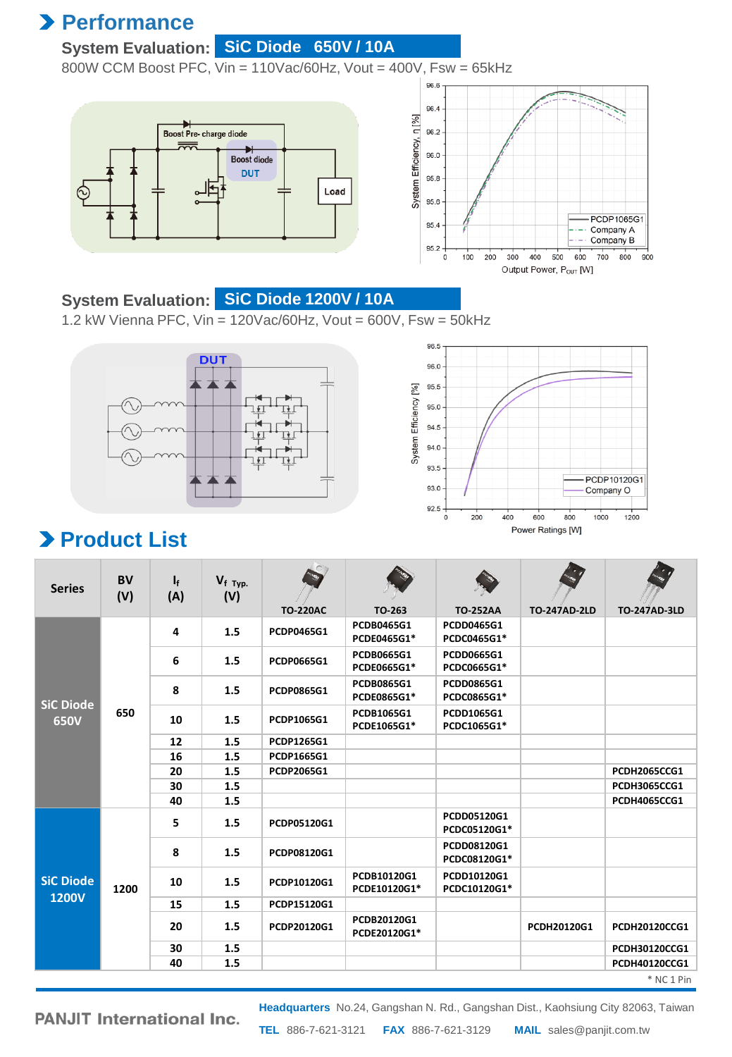# Performance

## System Evaluation: SiC Diode 650V / 10A

800W CCM Boost PFC, Vin = 110Vac/60Hz, Vout = 400V, Fsw = 65kHz

Boost Pre-charge diode
Boost diode
DUT
Load

System Efficiency, η [%]
96.6
96.4
96.2
96.0
95.8
95.6
95.4
95.2
0 100 200 300 400 500 600 700 800 900
Output Power, $P_{OUT}$ [W]
PCDP1065G1
Company A
Company B

## System Evaluation: SiC Diode 1200V / 10A

1.2 kW Vienna PFC, Vin = 120Vac/60Hz, Vout = 600V, Fsw = 50kHz

DUT

System Efficiency [%]
96.5
96.0
95.5
95.0
94.5
94.0
93.5
93.0
92.5
0 200 400 600 800 1000 1200
Power Ratings [W]
PCDP10120G1
Company O

# Product List

| Series | BV (V) | $I_f$ (A) | $V_{f\ Typ.}$ (V) | TO-220AC | TO-263 | TO-252AA | TO-247AD-2LD | TO-247AD-3LD |
|---|---|---|---|---|---|---|---|---|
| SiC Diode 650V | 650 | 4 | 1.5 | PCDP0465G1 | PCDB0465G1<br>PCDE0465G1* | PCDD0465G1<br>PCDC0465G1* | | |
| | | 6 | 1.5 | PCDP0665G1 | PCDB0665G1<br>PCDE0665G1* | PCDD0665G1<br>PCDC0665G1* | | |
| | | 8 | 1.5 | PCDP0865G1 | PCDB0865G1<br>PCDE0865G1* | PCDD0865G1<br>PCDC0865G1* | | |
| | | 10 | 1.5 | PCDP1065G1 | PCDB1065G1<br>PCDE1065G1* | PCDD1065G1<br>PCDC1065G1* | | |
| | | 12 | 1.5 | PCDP1265G1 | | | | |
| | | 16 | 1.5 | PCDP1665G1 | | | | |
| | | 20 | 1.5 | PCDP2065G1 | | | | PCDH2065CCG1 |
| | | 30 | 1.5 | | | | | PCDH3065CCG1 |
| | | 40 | 1.5 | | | | | PCDH4065CCG1 |
| SiC Diode 1200V | 1200 | 5 | 1.5 | PCDP05120G1 | | PCDD05120G1<br>PCDC05120G1* | | |
| | | 8 | 1.5 | PCDP08120G1 | | PCDD08120G1<br>PCDC08120G1* | | |
| | | 10 | 1.5 | PCDP10120G1 | PCDB10120G1<br>PCDE10120G1* | PCDD10120G1<br>PCDC10120G1* | | |
| | | 15 | 1.5 | PCDP15120G1 | | | | |
| | | 20 | 1.5 | PCDP20120G1 | PCDB20120G1<br>PCDE20120G1* | | PCDH20120G1 | PCDH20120CCG1 |
| | | 30 | 1.5 | | | | | PCDH30120CCG1 |
| | | 40 | 1.5 | | | | | PCDH40120CCG1 |

* NC 1 Pin

PANJIT International Inc.

**Headquarters** No.24, Gangshan N. Rd., Gangshan Dist., Kaohsiung City 82063, Taiwan

**TEL** 886-7-621-3121 **FAX** 886-7-621-3129 **MAIL** sales@panjit.com.tw